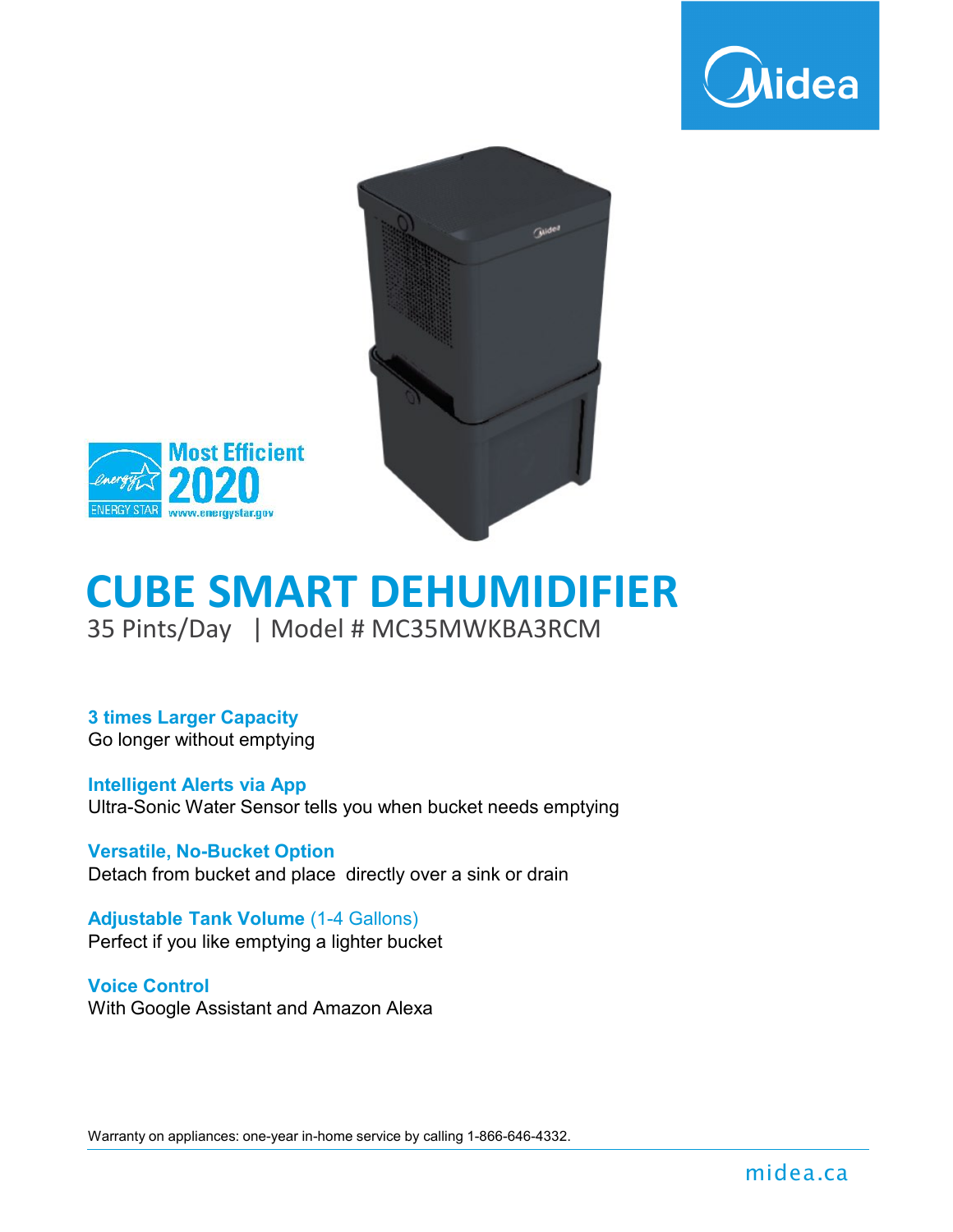Midea

Most Efficient 2020

ENERGY STAR www.energystar.gov

# CUBE SMART DEHUMIDIFIER

35 Pints/Day | Model # MC35MWKBA3RCM

**3 times Larger Capacity**
Go longer without emptying

**Intelligent Alerts via App**
Ultra-Sonic Water Sensor tells you when bucket needs emptying

**Versatile, No-Bucket Option**
Detach from bucket and place directly over a sink or drain

**Adjustable Tank Volume** (1-4 Gallons)
Perfect if you like emptying a lighter bucket

**Voice Control**
With Google Assistant and Amazon Alexa

Warranty on appliances: one-year in-home service by calling 1-866-646-4332.

midea.ca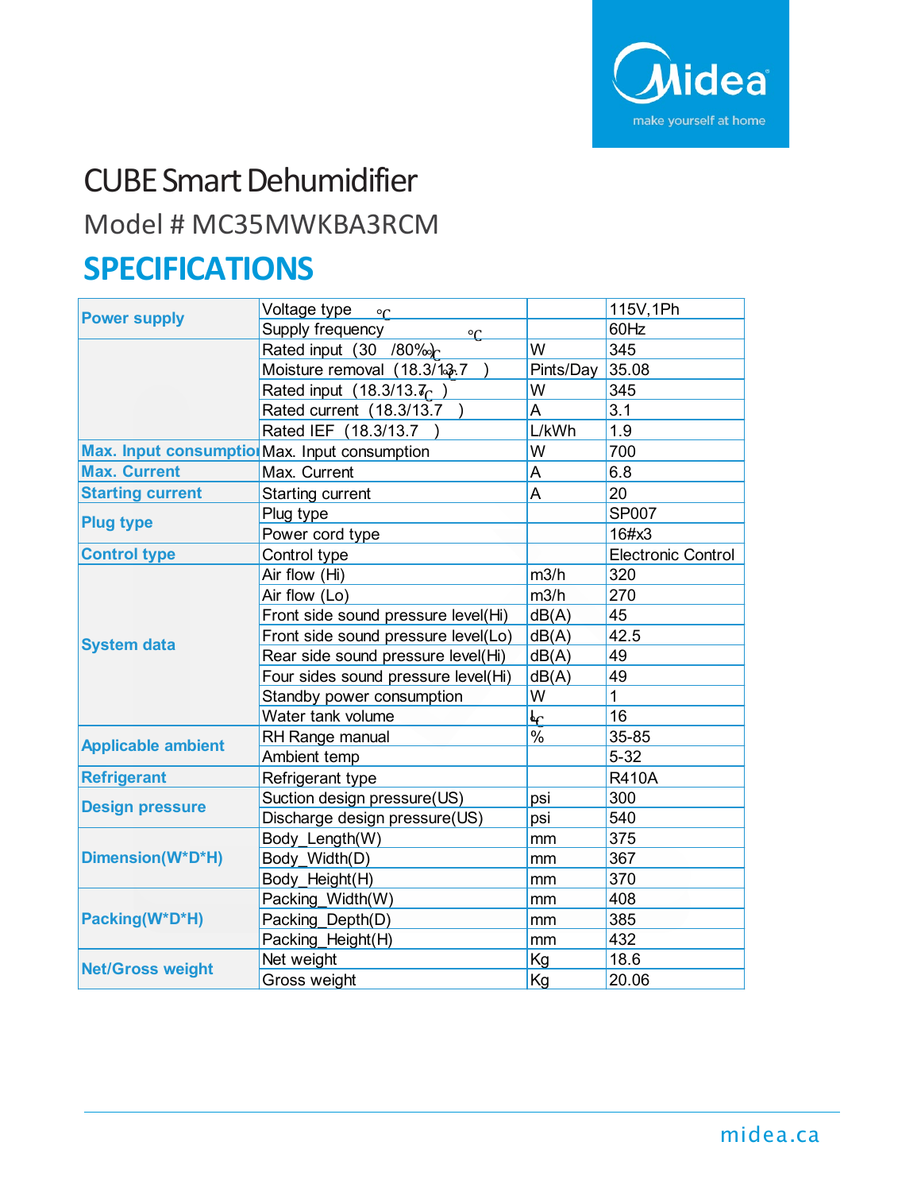# CUBE Smart Dehumidifier

## Model # MC35MWKBA3RCM

# SPECIFICATIONS

| | | | |
|---|---|---|---|
| Power supply | Voltage type °C | | 115V,1Ph |
| | Supply frequency °C | | 60Hz |
| | Rated input (30 /80%)°C | W | 345 |
| | Moisture removal (18.3/13.7 °C) | Pints/Day | 35.08 |
| | Rated input (18.3/13.7°C) | W | 345 |
| | Rated current (18.3/13.7 ) | A | 3.1 |
| | Rated IEF (18.3/13.7 ) | L/kWh | 1.9 |
| Max. Input consumption | Max. Input consumption | W | 700 |
| Max. Current | Max. Current | A | 6.8 |
| Starting current | Starting current | A | 20 |
| Plug type | Plug type | | SP007 |
| | Power cord type | | 16#x3 |
| Control type | Control type | | Electronic Control |
| System data | Air flow (Hi) | m3/h | 320 |
| | Air flow (Lo) | m3/h | 270 |
| | Front side sound pressure level(Hi) | dB(A) | 45 |
| | Front side sound pressure level(Lo) | dB(A) | 42.5 |
| | Rear side sound pressure level(Hi) | dB(A) | 49 |
| | Four sides sound pressure level(Hi) | dB(A) | 49 |
| | Standby power consumption | W | 1 |
| | Water tank volume | L°C | 16 |
| Applicable ambient | RH Range manual | % | 35-85 |
| | Ambient temp | | 5-32 |
| Refrigerant | Refrigerant type | | R410A |
| Design pressure | Suction design pressure(US) | psi | 300 |
| | Discharge design pressure(US) | psi | 540 |
| Dimension(W*D*H) | Body_Length(W) | mm | 375 |
| | Body_Width(D) | mm | 367 |
| | Body_Height(H) | mm | 370 |
| Packing(W*D*H) | Packing_Width(W) | mm | 408 |
| | Packing_Depth(D) | mm | 385 |
| | Packing_Height(H) | mm | 432 |
| Net/Gross weight | Net weight | Kg | 18.6 |
| | Gross weight | Kg | 20.06 |

midea.ca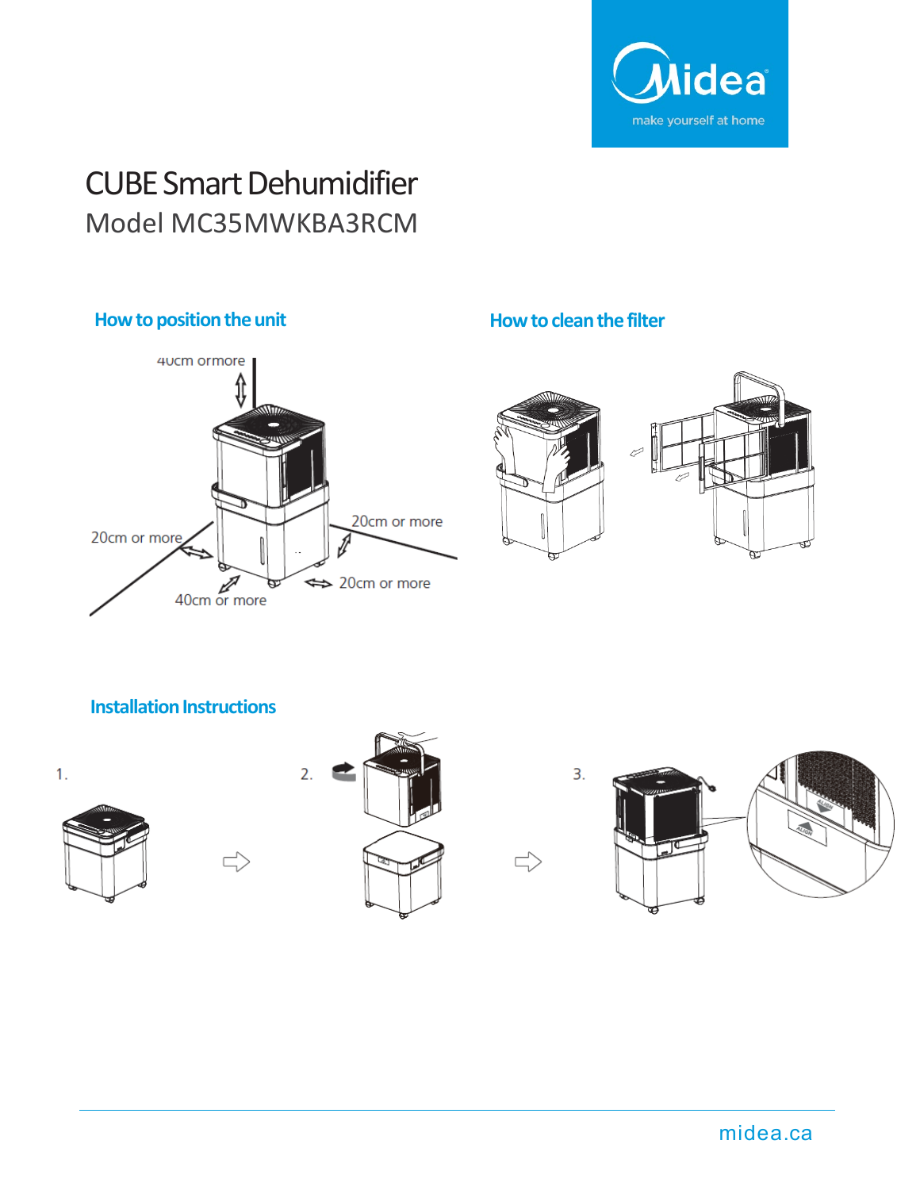# CUBE Smart Dehumidifier

Model MC35MWKBA3RCM

## How to position the unit

40cm ormore

20cm or more

20cm or more

40cm or more

20cm or more

## How to clean the filter

## Installation Instructions

1.

2.

3.

midea.ca